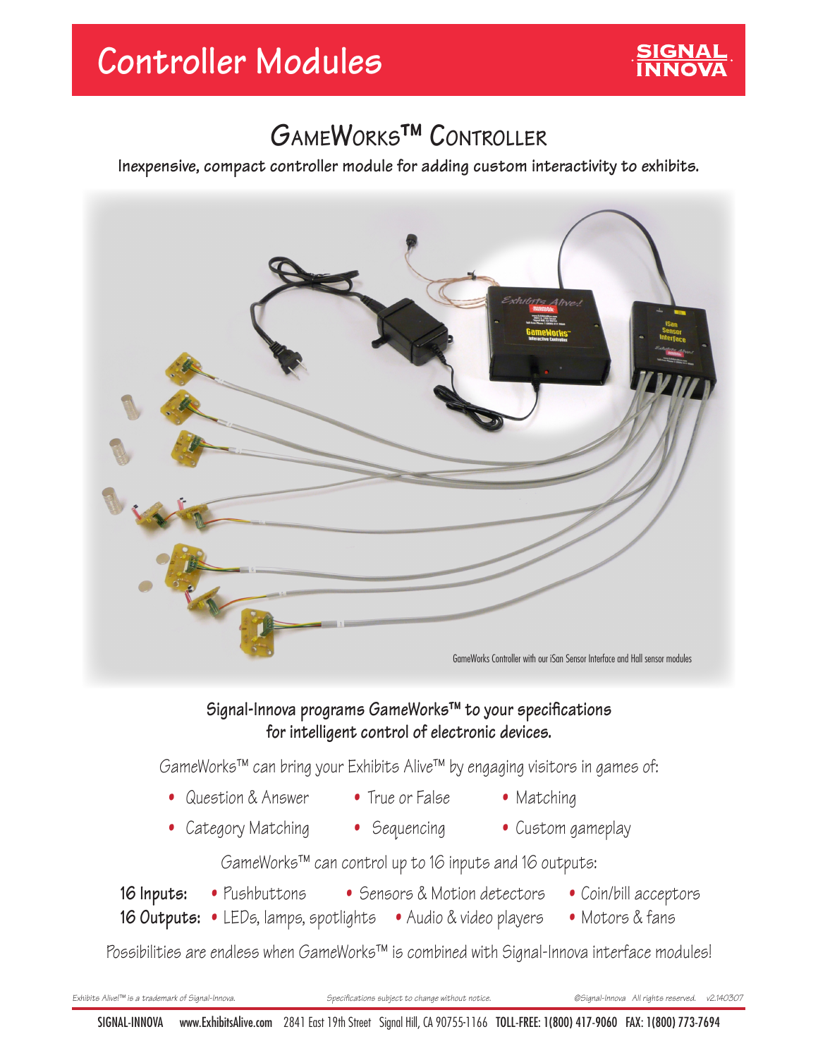# Controller Modules

SIGNAL INNOVA

## GameWorks™ Controller

**Inexpensive, compact controller module for adding custom interactivity to exhibits.**

GameWorks Controller with our iSan Sensor Interface and Hall sensor modules

**Signal-Innova programs GameWorks™ to your specifications for intelligent control of electronic devices.**

GameWorks™ can bring your Exhibits Alive™ by engaging visitors in games of:

- Question & Answer
- True or False
- Matching
- Category Matching
- Sequencing
- Custom gameplay

GameWorks™ can control up to 16 inputs and 16 outputs:

**16 Inputs:** • Pushbuttons • Sensors & Motion detectors • Coin/bill acceptors

**16 Outputs:** • LEDs, lamps, spotlights • Audio & video players • Motors & fans

Possibilities are endless when GameWorks™ is combined with Signal-Innova interface modules!

*Exhibits Alive!™ is a trademark of Signal-Innova.* *Specifications subject to change without notice.* *©Signal-Innova All rights reserved. v2.140307*

SIGNAL-INNOVA www.ExhibitsAlive.com 2841 East 19th Street Signal Hill, CA 90755-1166 TOLL-FREE: 1(800) 417-9060 FAX: 1(800) 773-7694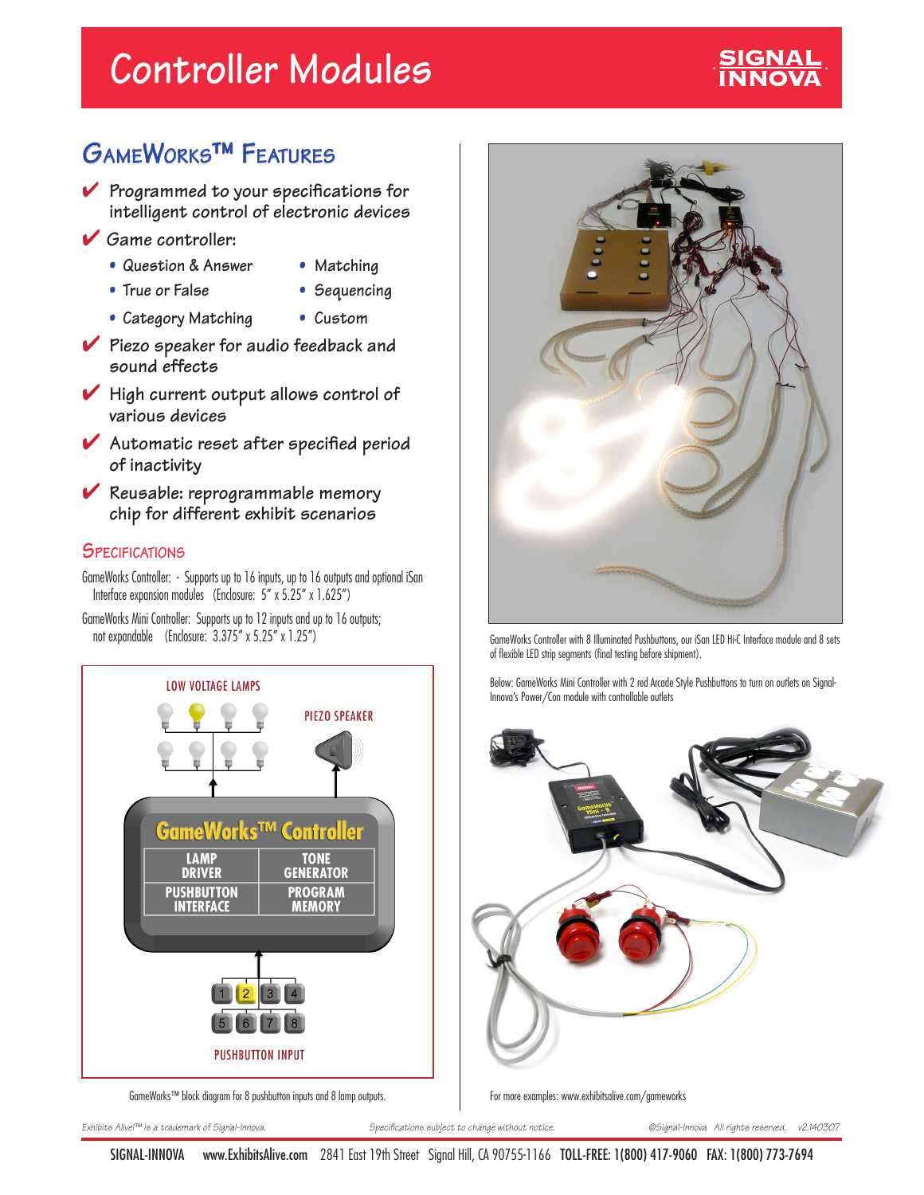# Controller Modules

## GameWorks™ Features

- ✔ Programmed to your specifications for intelligent control of electronic devices
- ✔ Game controller:
  - Question & Answer
  - Matching
  - True or False
  - Sequencing
  - Category Matching
  - Custom
- ✔ Piezo speaker for audio feedback and sound effects
- ✔ High current output allows control of various devices
- ✔ Automatic reset after specified period of inactivity
- ✔ Reusable: reprogrammable memory chip for different exhibit scenarios

### Specifications

GameWorks Controller: - Supports up to 16 inputs, up to 16 outputs and optional iSan Interface expansion modules (Enclosure: 5" x 5.25" x 1.625")

GameWorks Mini Controller: Supports up to 12 inputs and up to 16 outputs; not expandable (Enclosure: 3.375" x 5.25" x 1.25")

LOW VOLTAGE LAMPS

PIEZO SPEAKER

GameWorks™ Controller

LAMP DRIVER

TONE GENERATOR

PUSHBUTTON INTERFACE

PROGRAM MEMORY

1 2 3 4

5 6 7 8

PUSHBUTTON INPUT

GameWorks™ block diagram for 8 pushbutton inputs and 8 lamp outputs.

GameWorks Controller with 8 Illuminated Pushbuttons, our iSan LED Hi-C Interface module and 8 sets of flexible LED strip segments (final testing before shipment).

Below: GameWorks Mini Controller with 2 red Arcade Style Pushbuttons to turn on outlets on Signal-Innova's Power/Con module with controllable outlets

For more examples: www.exhibitsalive.com/gameworks

*Exhibits Alive!™ is a trademark of Signal-Innova.* *Specifications subject to change without notice.* *©Signal-Innova All rights reserved. v2.140307*

SIGNAL-INNOVA www.ExhibitsAlive.com 2841 East 19th Street Signal Hill, CA 90755-1166 TOLL-FREE: 1(800) 417-9060 FAX: 1(800) 773-7694